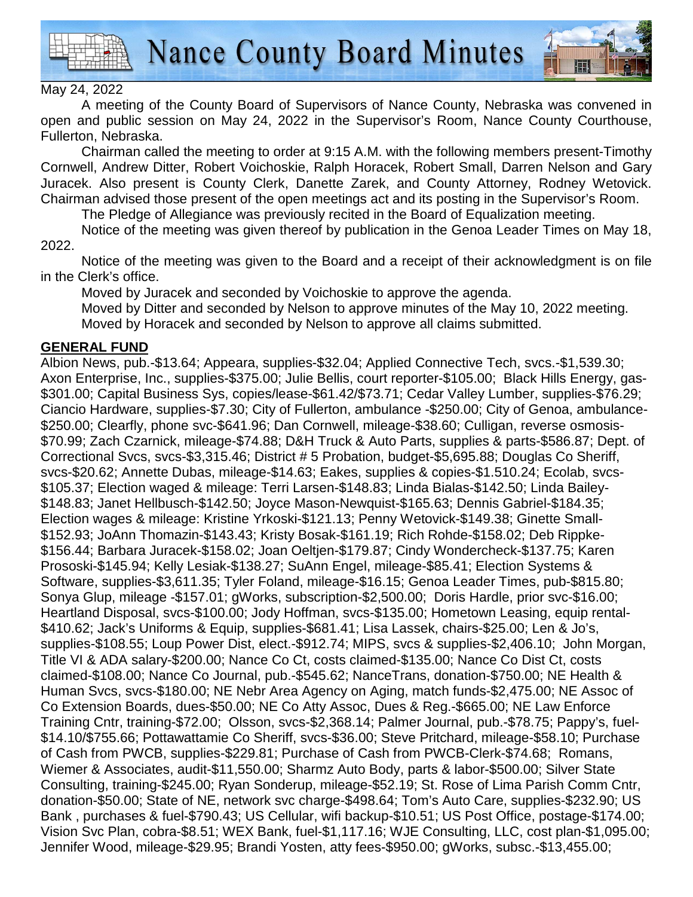# Nance County Board Minutes

May 24, 2022

A meeting of the County Board of Supervisors of Nance County, Nebraska was convened in open and public session on May 24, 2022 in the Supervisor's Room, Nance County Courthouse, Fullerton, Nebraska.

Chairman called the meeting to order at 9:15 A.M. with the following members present-Timothy Cornwell, Andrew Ditter, Robert Voichoskie, Ralph Horacek, Robert Small, Darren Nelson and Gary Juracek. Also present is County Clerk, Danette Zarek, and County Attorney, Rodney Wetovick. Chairman advised those present of the open meetings act and its posting in the Supervisor's Room.

The Pledge of Allegiance was previously recited in the Board of Equalization meeting.

Notice of the meeting was given thereof by publication in the Genoa Leader Times on May 18, 2022.

Notice of the meeting was given to the Board and a receipt of their acknowledgment is on file in the Clerk's office.

Moved by Juracek and seconded by Voichoskie to approve the agenda.

Moved by Ditter and seconded by Nelson to approve minutes of the May 10, 2022 meeting.

Moved by Horacek and seconded by Nelson to approve all claims submitted.

**GENERAL FUND**

Albion News, pub.-$13.64; Appeara, supplies-$32.04; Applied Connective Tech, svcs.-$1,539.30; Axon Enterprise, Inc., supplies-$375.00; Julie Bellis, court reporter-$105.00; Black Hills Energy, gas-$301.00; Capital Business Sys, copies/lease-$61.42/$73.71; Cedar Valley Lumber, supplies-$76.29; Ciancio Hardware, supplies-$7.30; City of Fullerton, ambulance -$250.00; City of Genoa, ambulance-$250.00; Clearfly, phone svc-$641.96; Dan Cornwell, mileage-$38.60; Culligan, reverse osmosis-$70.99; Zach Czarnick, mileage-$74.88; D&H Truck & Auto Parts, supplies & parts-$586.87; Dept. of Correctional Svcs, svcs-$3,315.46; District # 5 Probation, budget-$5,695.88; Douglas Co Sheriff, svcs-$20.62; Annette Dubas, mileage-$14.63; Eakes, supplies & copies-$1.510.24; Ecolab, svcs-$105.37; Election waged & mileage: Terri Larsen-$148.83; Linda Bialas-$142.50; Linda Bailey-$148.83; Janet Hellbusch-$142.50; Joyce Mason-Newquist-$165.63; Dennis Gabriel-$184.35; Election wages & mileage: Kristine Yrkoski-$121.13; Penny Wetovick-$149.38; Ginette Small-$152.93; JoAnn Thomazin-$143.43; Kristy Bosak-$161.19; Rich Rohde-$158.02; Deb Rippke-$156.44; Barbara Juracek-$158.02; Joan Oeltjen-$179.87; Cindy Wondercheck-$137.75; Karen Prososki-$145.94; Kelly Lesiak-$138.27; SuAnn Engel, mileage-$85.41; Election Systems & Software, supplies-$3,611.35; Tyler Foland, mileage-$16.15; Genoa Leader Times, pub-$815.80; Sonya Glup, mileage -$157.01; gWorks, subscription-$2,500.00; Doris Hardle, prior svc-$16.00; Heartland Disposal, svcs-$100.00; Jody Hoffman, svcs-$135.00; Hometown Leasing, equip rental-$410.62; Jack's Uniforms & Equip, supplies-$681.41; Lisa Lassek, chairs-$25.00; Len & Jo's, supplies-$108.55; Loup Power Dist, elect.-$912.74; MIPS, svcs & supplies-$2,406.10; John Morgan, Title VI & ADA salary-$200.00; Nance Co Ct, costs claimed-$135.00; Nance Co Dist Ct, costs claimed-$108.00; Nance Co Journal, pub.-$545.62; NanceTrans, donation-$750.00; NE Health & Human Svcs, svcs-$180.00; NE Nebr Area Agency on Aging, match funds-$2,475.00; NE Assoc of Co Extension Boards, dues-$50.00; NE Co Atty Assoc, Dues & Reg.-$665.00; NE Law Enforce Training Cntr, training-$72.00; Olsson, svcs-$2,368.14; Palmer Journal, pub.-$78.75; Pappy's, fuel-$14.10/$755.66; Pottawattamie Co Sheriff, svcs-$36.00; Steve Pritchard, mileage-$58.10; Purchase of Cash from PWCB, supplies-$229.81; Purchase of Cash from PWCB-Clerk-$74.68; Romans, Wiemer & Associates, audit-$11,550.00; Sharmz Auto Body, parts & labor-$500.00; Silver State Consulting, training-$245.00; Ryan Sonderup, mileage-$52.19; St. Rose of Lima Parish Comm Cntr, donation-$50.00; State of NE, network svc charge-$498.64; Tom's Auto Care, supplies-$232.90; US Bank , purchases & fuel-$790.43; US Cellular, wifi backup-$10.51; US Post Office, postage-$174.00; Vision Svc Plan, cobra-$8.51; WEX Bank, fuel-$1,117.16; WJE Consulting, LLC, cost plan-$1,095.00; Jennifer Wood, mileage-$29.95; Brandi Yosten, atty fees-$950.00; gWorks, subsc.-$13,455.00;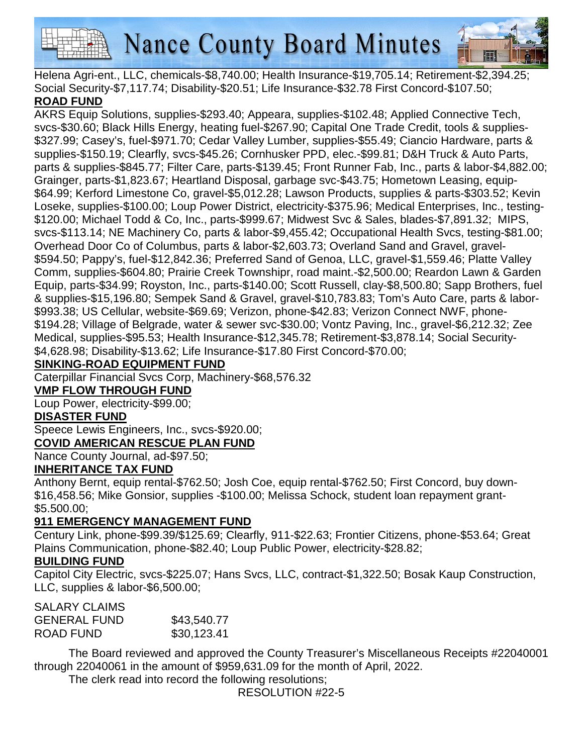Helena Agri-ent., LLC, chemicals-$8,740.00; Health Insurance-$19,705.14; Retirement-$2,394.25; Social Security-$7,117.74; Disability-$20.51; Life Insurance-$32.78 First Concord-$107.50;

**ROAD FUND**

AKRS Equip Solutions, supplies-$293.40; Appeara, supplies-$102.48; Applied Connective Tech, svcs-$30.60; Black Hills Energy, heating fuel-$267.90; Capital One Trade Credit, tools & supplies-$327.99; Casey's, fuel-$971.70; Cedar Valley Lumber, supplies-$55.49; Ciancio Hardware, parts & supplies-$150.19; Clearfly, svcs-$45.26; Cornhusker PPD, elec.-$99.81; D&H Truck & Auto Parts, parts & supplies-$845.77; Filter Care, parts-$139.45; Front Runner Fab, Inc., parts & labor-$4,882.00; Grainger, parts-$1,823.67; Heartland Disposal, garbage svc-$43.75; Hometown Leasing, equip-$64.99; Kerford Limestone Co, gravel-$5,012.28; Lawson Products, supplies & parts-$303.52; Kevin Loseke, supplies-$100.00; Loup Power District, electricity-$375.96; Medical Enterprises, Inc., testing-$120.00; Michael Todd & Co, Inc., parts-$999.67; Midwest Svc & Sales, blades-$7,891.32; MIPS, svcs-$113.14; NE Machinery Co, parts & labor-$9,455.42; Occupational Health Svcs, testing-$81.00; Overhead Door Co of Columbus, parts & labor-$2,603.73; Overland Sand and Gravel, gravel-$594.50; Pappy's, fuel-$12,842.36; Preferred Sand of Genoa, LLC, gravel-$1,559.46; Platte Valley Comm, supplies-$604.80; Prairie Creek Townshipr, road maint.-$2,500.00; Reardon Lawn & Garden Equip, parts-$34.99; Royston, Inc., parts-$140.00; Scott Russell, clay-$8,500.80; Sapp Brothers, fuel & supplies-$15,196.80; Sempek Sand & Gravel, gravel-$10,783.83; Tom's Auto Care, parts & labor-$993.38; US Cellular, website-$69.69; Verizon, phone-$42.83; Verizon Connect NWF, phone-$194.28; Village of Belgrade, water & sewer svc-$30.00; Vontz Paving, Inc., gravel-$6,212.32; Zee Medical, supplies-$95.53; Health Insurance-$12,345.78; Retirement-$3,878.14; Social Security-$4,628.98; Disability-$13.62; Life Insurance-$17.80 First Concord-$70.00;

**SINKING-ROAD EQUIPMENT FUND**

Caterpillar Financial Svcs Corp, Machinery-$68,576.32

**VMP FLOW THROUGH FUND**

Loup Power, electricity-$99.00;

**DISASTER FUND**

Speece Lewis Engineers, Inc., svcs-$920.00;

**COVID AMERICAN RESCUE PLAN FUND**

Nance County Journal, ad-$97.50;

**INHERITANCE TAX FUND**

Anthony Bernt, equip rental-$762.50; Josh Coe, equip rental-$762.50; First Concord, buy down-$16,458.56; Mike Gonsior, supplies -$100.00; Melissa Schock, student loan repayment grant-$5.500.00;

**911 EMERGENCY MANAGEMENT FUND**

Century Link, phone-$99.39/$125.69; Clearfly, 911-$22.63; Frontier Citizens, phone-$53.64; Great Plains Communication, phone-$82.40; Loup Public Power, electricity-$28.82;

**BUILDING FUND**

Capitol City Electric, svcs-$225.07; Hans Svcs, LLC, contract-$1,322.50; Bosak Kaup Construction, LLC, supplies & labor-$6,500.00;

SALARY CLAIMS

| | |
|---|---|
| GENERAL FUND | $43,540.77 |
| ROAD FUND | $30,123.41 |

The Board reviewed and approved the County Treasurer's Miscellaneous Receipts #22040001 through 22040061 in the amount of $959,631.09 for the month of April, 2022.

The clerk read into record the following resolutions;

RESOLUTION #22-5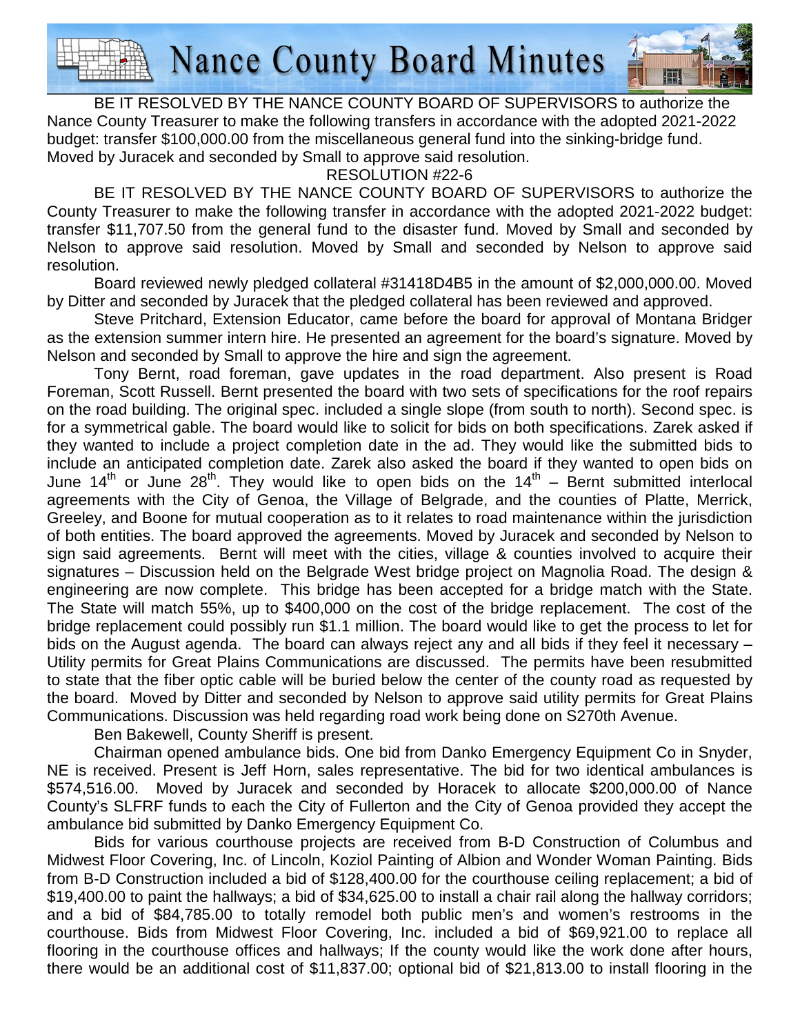BE IT RESOLVED BY THE NANCE COUNTY BOARD OF SUPERVISORS to authorize the Nance County Treasurer to make the following transfers in accordance with the adopted 2021-2022 budget: transfer $100,000.00 from the miscellaneous general fund into the sinking-bridge fund. Moved by Juracek and seconded by Small to approve said resolution.

RESOLUTION #22-6

BE IT RESOLVED BY THE NANCE COUNTY BOARD OF SUPERVISORS to authorize the County Treasurer to make the following transfer in accordance with the adopted 2021-2022 budget: transfer $11,707.50 from the general fund to the disaster fund. Moved by Small and seconded by Nelson to approve said resolution. Moved by Small and seconded by Nelson to approve said resolution.

Board reviewed newly pledged collateral #31418D4B5 in the amount of $2,000,000.00. Moved by Ditter and seconded by Juracek that the pledged collateral has been reviewed and approved.

Steve Pritchard, Extension Educator, came before the board for approval of Montana Bridger as the extension summer intern hire. He presented an agreement for the board's signature. Moved by Nelson and seconded by Small to approve the hire and sign the agreement.

Tony Bernt, road foreman, gave updates in the road department. Also present is Road Foreman, Scott Russell. Bernt presented the board with two sets of specifications for the roof repairs on the road building. The original spec. included a single slope (from south to north). Second spec. is for a symmetrical gable. The board would like to solicit for bids on both specifications. Zarek asked if they wanted to include a project completion date in the ad. They would like the submitted bids to include an anticipated completion date. Zarek also asked the board if they wanted to open bids on June 14th or June 28th. They would like to open bids on the 14th – Bernt submitted interlocal agreements with the City of Genoa, the Village of Belgrade, and the counties of Platte, Merrick, Greeley, and Boone for mutual cooperation as to it relates to road maintenance within the jurisdiction of both entities. The board approved the agreements. Moved by Juracek and seconded by Nelson to sign said agreements. Bernt will meet with the cities, village & counties involved to acquire their signatures – Discussion held on the Belgrade West bridge project on Magnolia Road. The design & engineering are now complete. This bridge has been accepted for a bridge match with the State. The State will match 55%, up to $400,000 on the cost of the bridge replacement. The cost of the bridge replacement could possibly run $1.1 million. The board would like to get the process to let for bids on the August agenda. The board can always reject any and all bids if they feel it necessary – Utility permits for Great Plains Communications are discussed. The permits have been resubmitted to state that the fiber optic cable will be buried below the center of the county road as requested by the board. Moved by Ditter and seconded by Nelson to approve said utility permits for Great Plains Communications. Discussion was held regarding road work being done on S270th Avenue.

Ben Bakewell, County Sheriff is present.

Chairman opened ambulance bids. One bid from Danko Emergency Equipment Co in Snyder, NE is received. Present is Jeff Horn, sales representative. The bid for two identical ambulances is $574,516.00. Moved by Juracek and seconded by Horacek to allocate $200,000.00 of Nance County's SLFRF funds to each the City of Fullerton and the City of Genoa provided they accept the ambulance bid submitted by Danko Emergency Equipment Co.

Bids for various courthouse projects are received from B-D Construction of Columbus and Midwest Floor Covering, Inc. of Lincoln, Koziol Painting of Albion and Wonder Woman Painting. Bids from B-D Construction included a bid of $128,400.00 for the courthouse ceiling replacement; a bid of $19,400.00 to paint the hallways; a bid of $34,625.00 to install a chair rail along the hallway corridors; and a bid of $84,785.00 to totally remodel both public men's and women's restrooms in the courthouse. Bids from Midwest Floor Covering, Inc. included a bid of $69,921.00 to replace all flooring in the courthouse offices and hallways; If the county would like the work done after hours, there would be an additional cost of $11,837.00; optional bid of $21,813.00 to install flooring in the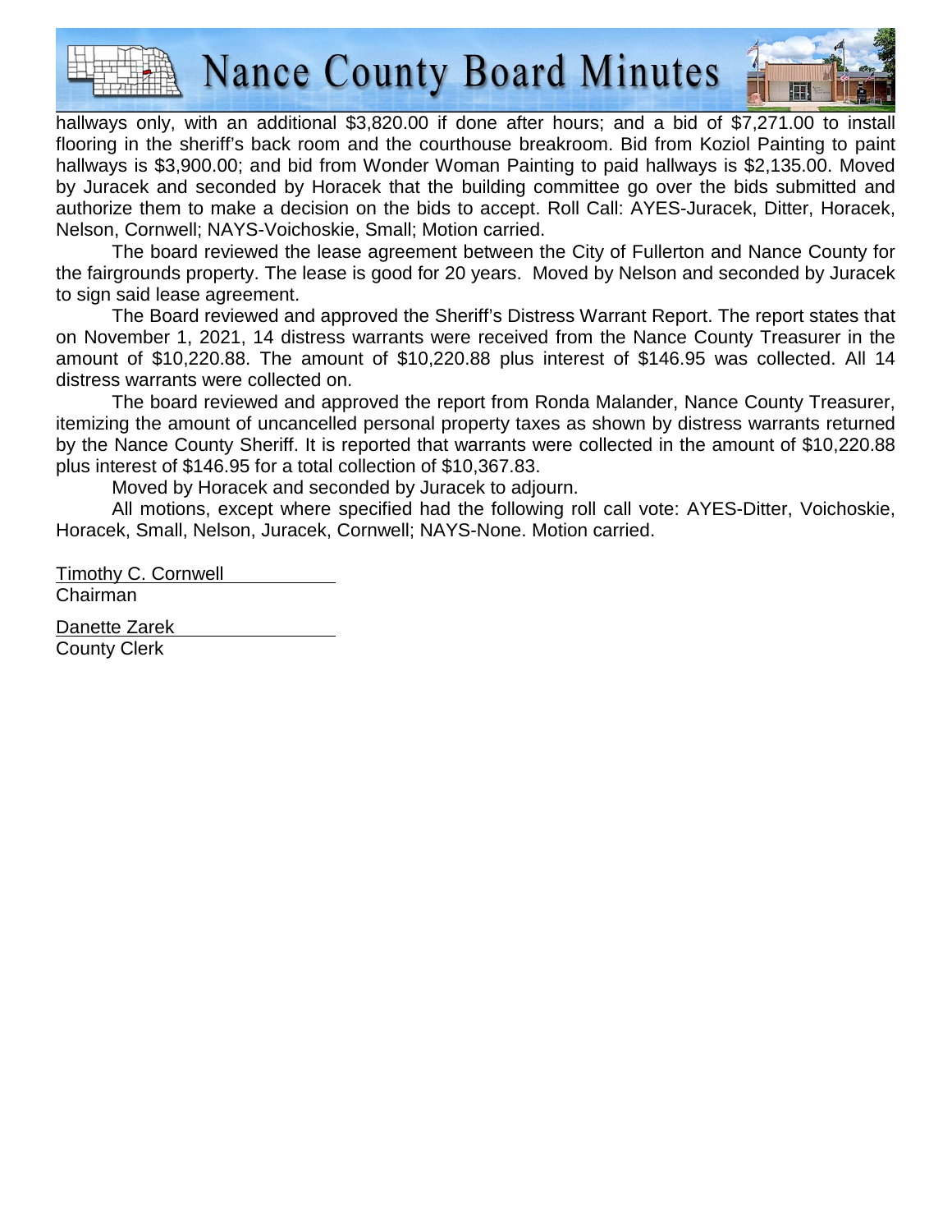hallways only, with an additional $3,820.00 if done after hours; and a bid of $7,271.00 to install flooring in the sheriff's back room and the courthouse breakroom. Bid from Koziol Painting to paint hallways is $3,900.00; and bid from Wonder Woman Painting to paid hallways is $2,135.00. Moved by Juracek and seconded by Horacek that the building committee go over the bids submitted and authorize them to make a decision on the bids to accept. Roll Call: AYES-Juracek, Ditter, Horacek, Nelson, Cornwell; NAYS-Voichoskie, Small; Motion carried.

The board reviewed the lease agreement between the City of Fullerton and Nance County for the fairgrounds property. The lease is good for 20 years. Moved by Nelson and seconded by Juracek to sign said lease agreement.

The Board reviewed and approved the Sheriff's Distress Warrant Report. The report states that on November 1, 2021, 14 distress warrants were received from the Nance County Treasurer in the amount of $10,220.88. The amount of $10,220.88 plus interest of $146.95 was collected. All 14 distress warrants were collected on.

The board reviewed and approved the report from Ronda Malander, Nance County Treasurer, itemizing the amount of uncancelled personal property taxes as shown by distress warrants returned by the Nance County Sheriff. It is reported that warrants were collected in the amount of $10,220.88 plus interest of $146.95 for a total collection of $10,367.83.

Moved by Horacek and seconded by Juracek to adjourn.

All motions, except where specified had the following roll call vote: AYES-Ditter, Voichoskie, Horacek, Small, Nelson, Juracek, Cornwell; NAYS-None. Motion carried.

Timothy C. Cornwell
Chairman

Danette Zarek
County Clerk